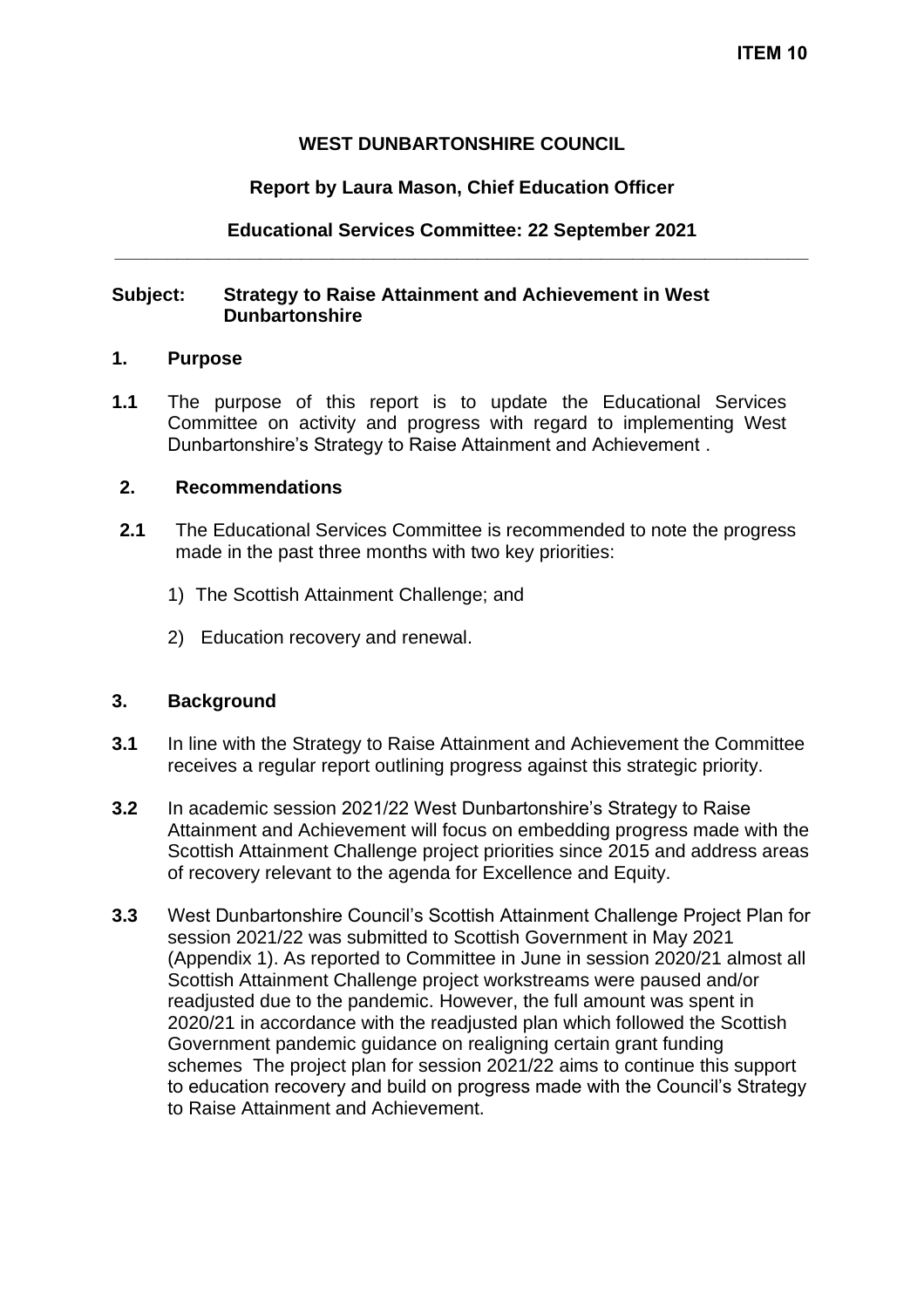**ITEM 10**

**WEST DUNBARTONSHIRE COUNCIL**

**Report by Laura Mason, Chief Education Officer**

**Educational Services Committee: 22 September 2021**

---

**Subject: Strategy to Raise Attainment and Achievement in West Dunbartonshire**

## 1. Purpose

**1.1** The purpose of this report is to update the Educational Services Committee on activity and progress with regard to implementing West Dunbartonshire's Strategy to Raise Attainment and Achievement .

## 2. Recommendations

**2.1** The Educational Services Committee is recommended to note the progress made in the past three months with two key priorities:

1) The Scottish Attainment Challenge; and

2) Education recovery and renewal.

## 3. Background

**3.1** In line with the Strategy to Raise Attainment and Achievement the Committee receives a regular report outlining progress against this strategic priority.

**3.2** In academic session 2021/22 West Dunbartonshire's Strategy to Raise Attainment and Achievement will focus on embedding progress made with the Scottish Attainment Challenge project priorities since 2015 and address areas of recovery relevant to the agenda for Excellence and Equity.

**3.3** West Dunbartonshire Council's Scottish Attainment Challenge Project Plan for session 2021/22 was submitted to Scottish Government in May 2021 (Appendix 1). As reported to Committee in June in session 2020/21 almost all Scottish Attainment Challenge project workstreams were paused and/or readjusted due to the pandemic. However, the full amount was spent in 2020/21 in accordance with the readjusted plan which followed the Scottish Government pandemic guidance on realigning certain grant funding schemes The project plan for session 2021/22 aims to continue this support to education recovery and build on progress made with the Council's Strategy to Raise Attainment and Achievement.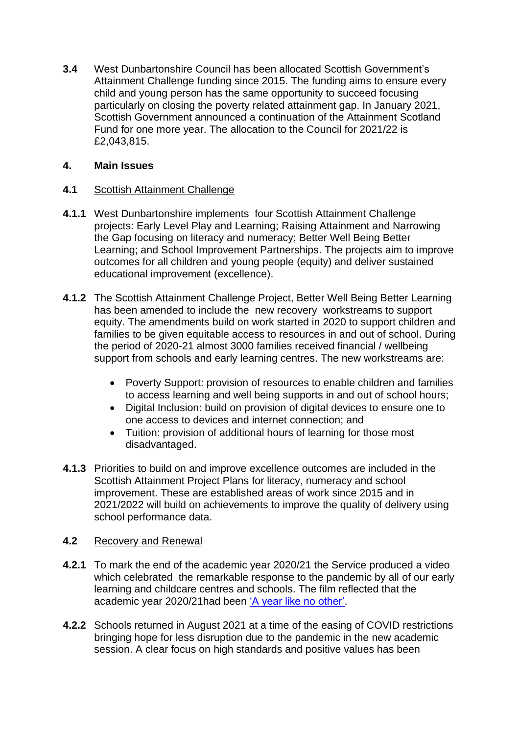**3.4** West Dunbartonshire Council has been allocated Scottish Government's Attainment Challenge funding since 2015. The funding aims to ensure every child and young person has the same opportunity to succeed focusing particularly on closing the poverty related attainment gap. In January 2021, Scottish Government announced a continuation of the Attainment Scotland Fund for one more year. The allocation to the Council for 2021/22 is £2,043,815.

## 4. Main Issues

### 4.1 Scottish Attainment Challenge

**4.1.1** West Dunbartonshire implements four Scottish Attainment Challenge projects: Early Level Play and Learning; Raising Attainment and Narrowing the Gap focusing on literacy and numeracy; Better Well Being Better Learning; and School Improvement Partnerships. The projects aim to improve outcomes for all children and young people (equity) and deliver sustained educational improvement (excellence).

**4.1.2** The Scottish Attainment Challenge Project, Better Well Being Better Learning has been amended to include the new recovery workstreams to support equity. The amendments build on work started in 2020 to support children and families to be given equitable access to resources in and out of school. During the period of 2020-21 almost 3000 families received financial / wellbeing support from schools and early learning centres. The new workstreams are:

- Poverty Support: provision of resources to enable children and families to access learning and well being supports in and out of school hours;
- Digital Inclusion: build on provision of digital devices to ensure one to one access to devices and internet connection; and
- Tuition: provision of additional hours of learning for those most disadvantaged.

**4.1.3** Priorities to build on and improve excellence outcomes are included in the Scottish Attainment Project Plans for literacy, numeracy and school improvement. These are established areas of work since 2015 and in 2021/2022 will build on achievements to improve the quality of delivery using school performance data.

### 4.2 Recovery and Renewal

**4.2.1** To mark the end of the academic year 2020/21 the Service produced a video which celebrated the remarkable response to the pandemic by all of our early learning and childcare centres and schools. The film reflected that the academic year 2020/21had been 'A year like no other'.

**4.2.2** Schools returned in August 2021 at a time of the easing of COVID restrictions bringing hope for less disruption due to the pandemic in the new academic session. A clear focus on high standards and positive values has been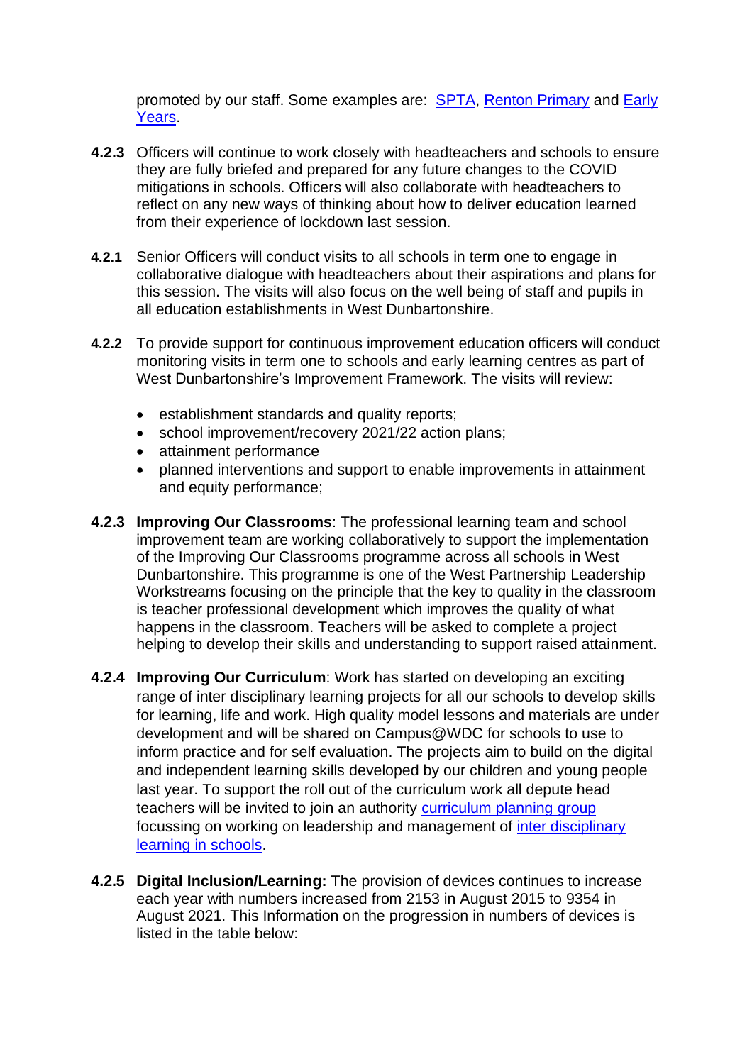promoted by our staff. Some examples are: [SPTA](), [Renton Primary]() and [Early Years]().

**4.2.3** Officers will continue to work closely with headteachers and schools to ensure they are fully briefed and prepared for any future changes to the COVID mitigations in schools. Officers will also collaborate with headteachers to reflect on any new ways of thinking about how to deliver education learned from their experience of lockdown last session.

**4.2.1** Senior Officers will conduct visits to all schools in term one to engage in collaborative dialogue with headteachers about their aspirations and plans for this session. The visits will also focus on the well being of staff and pupils in all education establishments in West Dunbartonshire.

**4.2.2** To provide support for continuous improvement education officers will conduct monitoring visits in term one to schools and early learning centres as part of West Dunbartonshire's Improvement Framework. The visits will review:

- establishment standards and quality reports;
- school improvement/recovery 2021/22 action plans;
- attainment performance
- planned interventions and support to enable improvements in attainment and equity performance;

**4.2.3** **Improving Our Classrooms**: The professional learning team and school improvement team are working collaboratively to support the implementation of the Improving Our Classrooms programme across all schools in West Dunbartonshire. This programme is one of the West Partnership Leadership Workstreams focusing on the principle that the key to quality in the classroom is teacher professional development which improves the quality of what happens in the classroom. Teachers will be asked to complete a project helping to develop their skills and understanding to support raised attainment.

**4.2.4** **Improving Our Curriculum**: Work has started on developing an exciting range of inter disciplinary learning projects for all our schools to develop skills for learning, life and work. High quality model lessons and materials are under development and will be shared on Campus@WDC for schools to use to inform practice and for self evaluation. The projects aim to build on the digital and independent learning skills developed by our children and young people last year. To support the roll out of the curriculum work all depute head teachers will be invited to join an authority [curriculum planning group]() focussing on working on leadership and management of [inter disciplinary learning in schools]().

**4.2.5** **Digital Inclusion/Learning:** The provision of devices continues to increase each year with numbers increased from 2153 in August 2015 to 9354 in August 2021. This Information on the progression in numbers of devices is listed in the table below: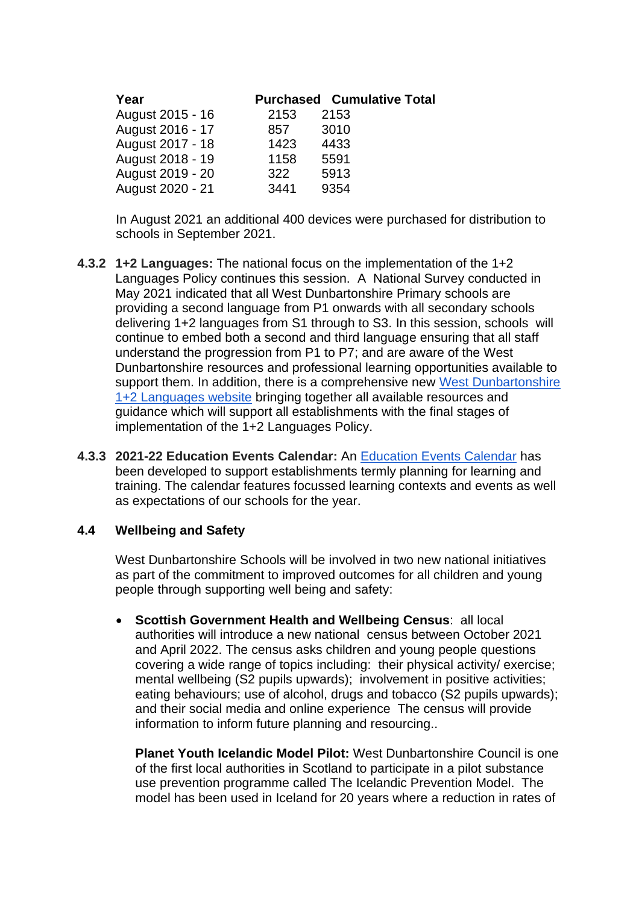| Year | Purchased | Cumulative Total |
|---|---|---|
| August 2015 - 16 | 2153 | 2153 |
| August 2016 - 17 | 857 | 3010 |
| August 2017 - 18 | 1423 | 4433 |
| August 2018 - 19 | 1158 | 5591 |
| August 2019 - 20 | 322 | 5913 |
| August 2020 - 21 | 3441 | 9354 |

In August 2021 an additional 400 devices were purchased for distribution to schools in September 2021.

**4.3.2 1+2 Languages:** The national focus on the implementation of the 1+2 Languages Policy continues this session. A National Survey conducted in May 2021 indicated that all West Dunbartonshire Primary schools are providing a second language from P1 onwards with all secondary schools delivering 1+2 languages from S1 through to S3. In this session, schools will continue to embed both a second and third language ensuring that all staff understand the progression from P1 to P7; and are aware of the West Dunbartonshire resources and professional learning opportunities available to support them. In addition, there is a comprehensive new West Dunbartonshire 1+2 Languages website bringing together all available resources and guidance which will support all establishments with the final stages of implementation of the 1+2 Languages Policy.

**4.3.3 2021-22 Education Events Calendar:** An Education Events Calendar has been developed to support establishments termly planning for learning and training. The calendar features focussed learning contexts and events as well as expectations of our schools for the year.

## 4.4 Wellbeing and Safety

West Dunbartonshire Schools will be involved in two new national initiatives as part of the commitment to improved outcomes for all children and young people through supporting well being and safety:

- **Scottish Government Health and Wellbeing Census**: all local authorities will introduce a new national census between October 2021 and April 2022. The census asks children and young people questions covering a wide range of topics including: their physical activity/ exercise; mental wellbeing (S2 pupils upwards); involvement in positive activities; eating behaviours; use of alcohol, drugs and tobacco (S2 pupils upwards); and their social media and online experience The census will provide information to inform future planning and resourcing..

  **Planet Youth Icelandic Model Pilot:** West Dunbartonshire Council is one of the first local authorities in Scotland to participate in a pilot substance use prevention programme called The Icelandic Prevention Model. The model has been used in Iceland for 20 years where a reduction in rates of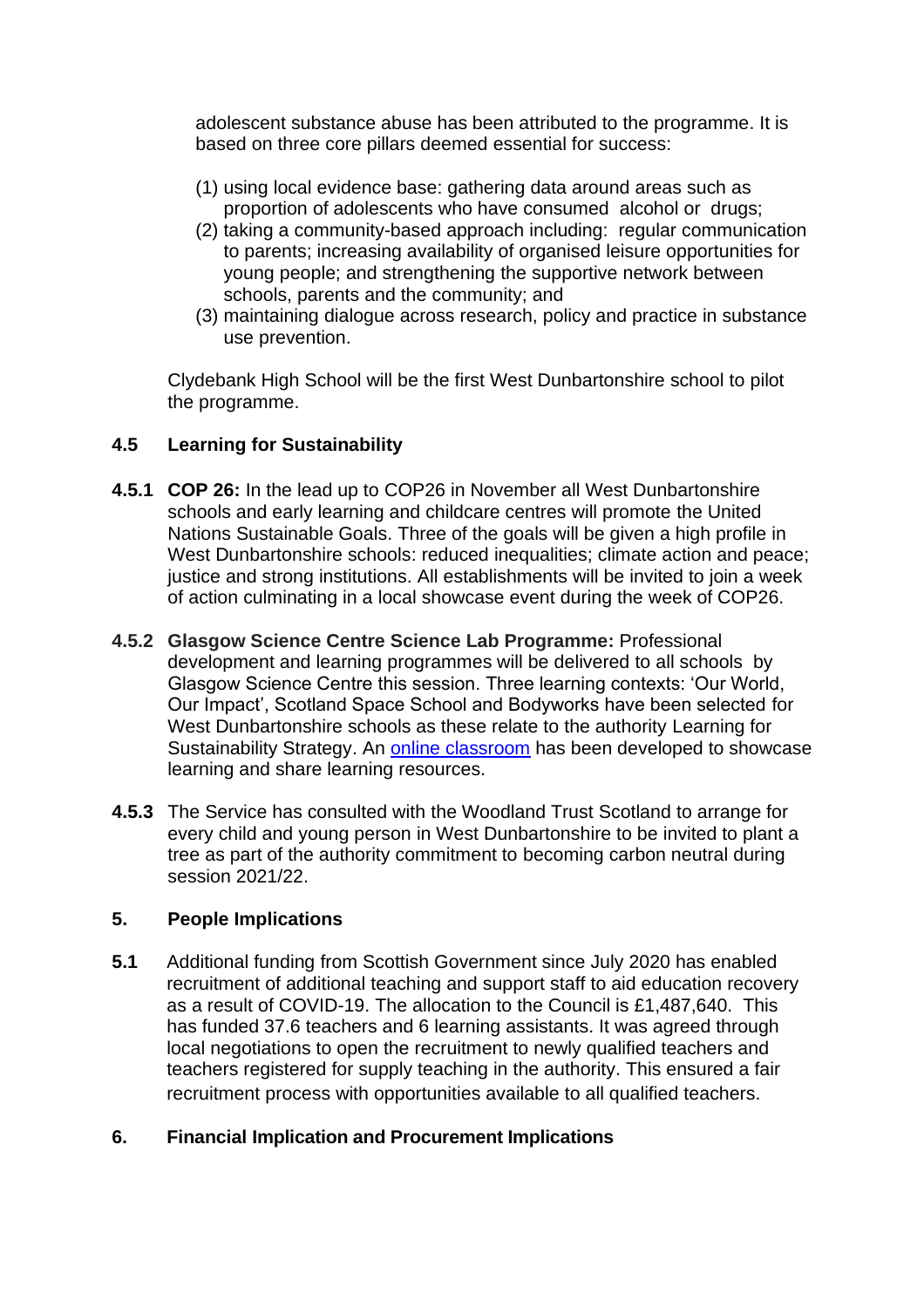adolescent substance abuse has been attributed to the programme. It is based on three core pillars deemed essential for success:

(1) using local evidence base: gathering data around areas such as proportion of adolescents who have consumed alcohol or drugs;
(2) taking a community-based approach including: regular communication to parents; increasing availability of organised leisure opportunities for young people; and strengthening the supportive network between schools, parents and the community; and
(3) maintaining dialogue across research, policy and practice in substance use prevention.

Clydebank High School will be the first West Dunbartonshire school to pilot the programme.

## 4.5 Learning for Sustainability

**4.5.1** **COP 26:** In the lead up to COP26 in November all West Dunbartonshire schools and early learning and childcare centres will promote the United Nations Sustainable Goals. Three of the goals will be given a high profile in West Dunbartonshire schools: reduced inequalities; climate action and peace; justice and strong institutions. All establishments will be invited to join a week of action culminating in a local showcase event during the week of COP26.

**4.5.2** **Glasgow Science Centre Science Lab Programme:** Professional development and learning programmes will be delivered to all schools by Glasgow Science Centre this session. Three learning contexts: 'Our World, Our Impact', Scotland Space School and Bodyworks have been selected for West Dunbartonshire schools as these relate to the authority Learning for Sustainability Strategy. An online classroom has been developed to showcase learning and share learning resources.

**4.5.3** The Service has consulted with the Woodland Trust Scotland to arrange for every child and young person in West Dunbartonshire to be invited to plant a tree as part of the authority commitment to becoming carbon neutral during session 2021/22.

## 5. People Implications

**5.1** Additional funding from Scottish Government since July 2020 has enabled recruitment of additional teaching and support staff to aid education recovery as a result of COVID-19. The allocation to the Council is £1,487,640. This has funded 37.6 teachers and 6 learning assistants. It was agreed through local negotiations to open the recruitment to newly qualified teachers and teachers registered for supply teaching in the authority. This ensured a fair recruitment process with opportunities available to all qualified teachers.

## 6. Financial Implication and Procurement Implications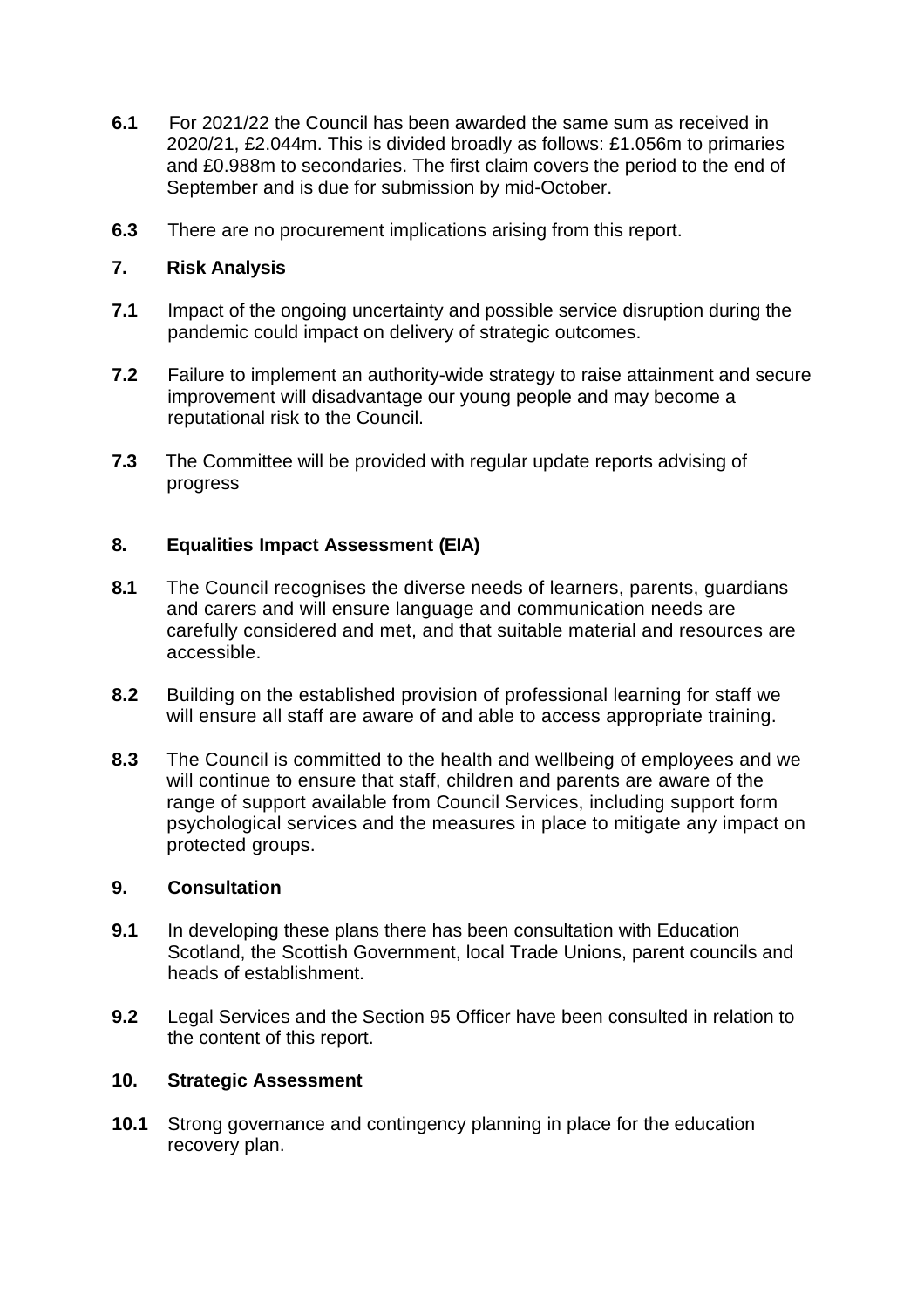**6.1** For 2021/22 the Council has been awarded the same sum as received in 2020/21, £2.044m. This is divided broadly as follows: £1.056m to primaries and £0.988m to secondaries. The first claim covers the period to the end of September and is due for submission by mid-October.

**6.3** There are no procurement implications arising from this report.

## 7. Risk Analysis

**7.1** Impact of the ongoing uncertainty and possible service disruption during the pandemic could impact on delivery of strategic outcomes.

**7.2** Failure to implement an authority-wide strategy to raise attainment and secure improvement will disadvantage our young people and may become a reputational risk to the Council.

**7.3** The Committee will be provided with regular update reports advising of progress

## 8. Equalities Impact Assessment (EIA)

**8.1** The Council recognises the diverse needs of learners, parents, guardians and carers and will ensure language and communication needs are carefully considered and met, and that suitable material and resources are accessible.

**8.2** Building on the established provision of professional learning for staff we will ensure all staff are aware of and able to access appropriate training.

**8.3** The Council is committed to the health and wellbeing of employees and we will continue to ensure that staff, children and parents are aware of the range of support available from Council Services, including support form psychological services and the measures in place to mitigate any impact on protected groups.

## 9. Consultation

**9.1** In developing these plans there has been consultation with Education Scotland, the Scottish Government, local Trade Unions, parent councils and heads of establishment.

**9.2** Legal Services and the Section 95 Officer have been consulted in relation to the content of this report.

## 10. Strategic Assessment

**10.1** Strong governance and contingency planning in place for the education recovery plan.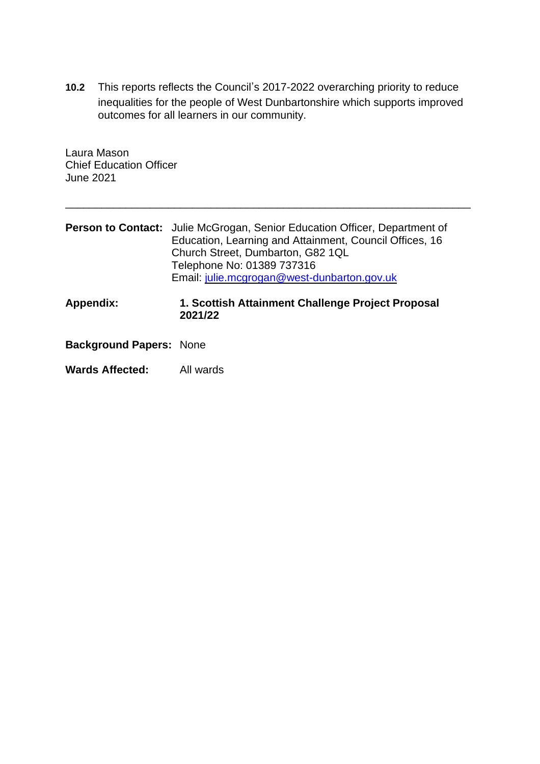**10.2** This reports reflects the Council's 2017-2022 overarching priority to reduce inequalities for the people of West Dunbartonshire which supports improved outcomes for all learners in our community.

Laura Mason
Chief Education Officer
June 2021

---

**Person to Contact:** Julie McGrogan, Senior Education Officer, Department of Education, Learning and Attainment, Council Offices, 16 Church Street, Dumbarton, G82 1QL
Telephone No: 01389 737316
Email: julie.mcgrogan@west-dunbarton.gov.uk

**Appendix:** **1. Scottish Attainment Challenge Project Proposal 2021/22**

**Background Papers:** None

**Wards Affected:** All wards